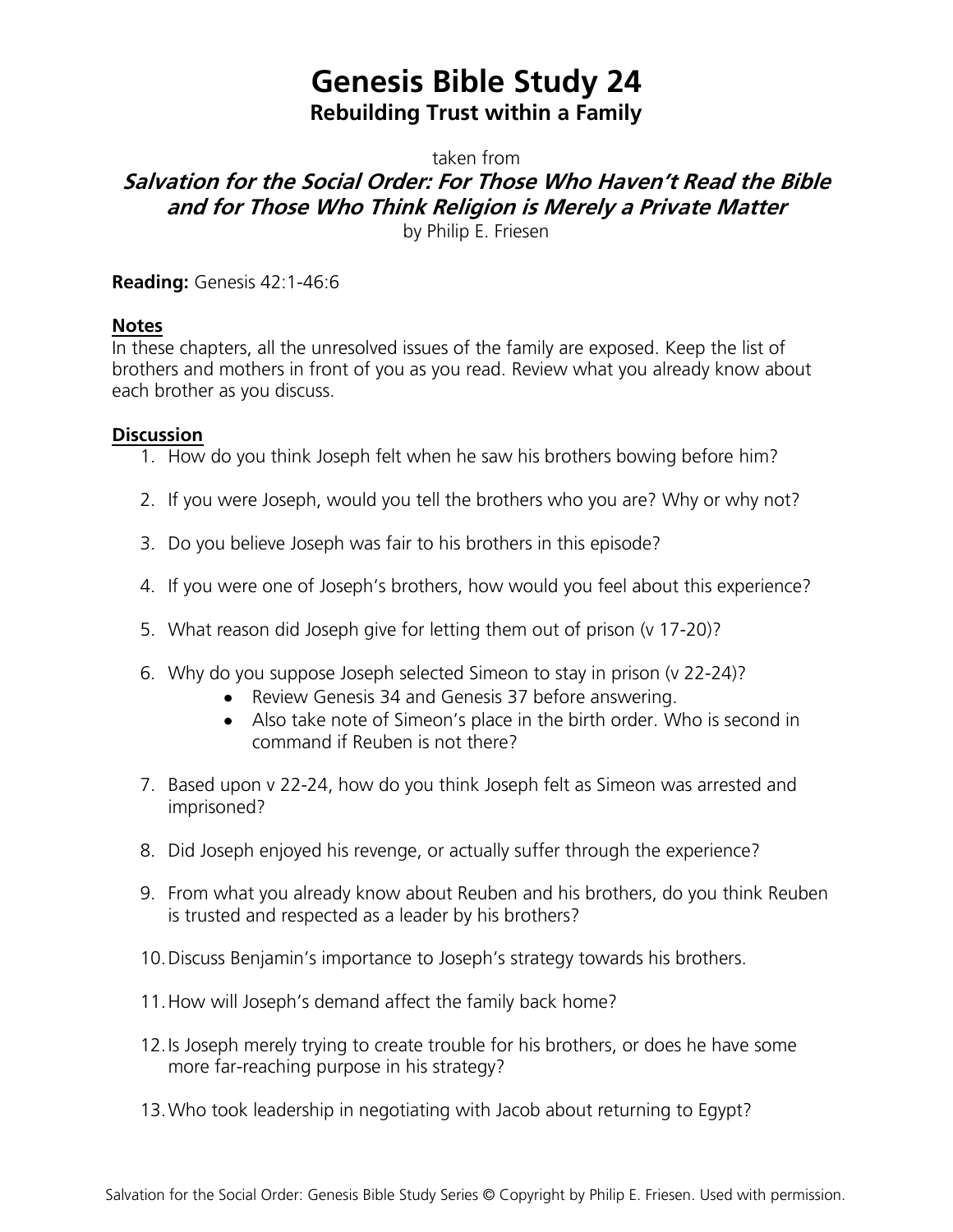# Genesis Bible Study 24

## Rebuilding Trust within a Family

taken from

***Salvation for the Social Order: For Those Who Haven't Read the Bible and for Those Who Think Religion is Merely a Private Matter***

by Philip E. Friesen

**Reading:** Genesis 42:1-46:6

### Notes

In these chapters, all the unresolved issues of the family are exposed. Keep the list of brothers and mothers in front of you as you read. Review what you already know about each brother as you discuss.

### Discussion

1. How do you think Joseph felt when he saw his brothers bowing before him?

2. If you were Joseph, would you tell the brothers who you are? Why or why not?

3. Do you believe Joseph was fair to his brothers in this episode?

4. If you were one of Joseph's brothers, how would you feel about this experience?

5. What reason did Joseph give for letting them out of prison (v 17-20)?

6. Why do you suppose Joseph selected Simeon to stay in prison (v 22-24)?
   - Review Genesis 34 and Genesis 37 before answering.
   - Also take note of Simeon's place in the birth order. Who is second in command if Reuben is not there?

7. Based upon v 22-24, how do you think Joseph felt as Simeon was arrested and imprisoned?

8. Did Joseph enjoyed his revenge, or actually suffer through the experience?

9. From what you already know about Reuben and his brothers, do you think Reuben is trusted and respected as a leader by his brothers?

10. Discuss Benjamin's importance to Joseph's strategy towards his brothers.

11. How will Joseph's demand affect the family back home?

12. Is Joseph merely trying to create trouble for his brothers, or does he have some more far-reaching purpose in his strategy?

13. Who took leadership in negotiating with Jacob about returning to Egypt?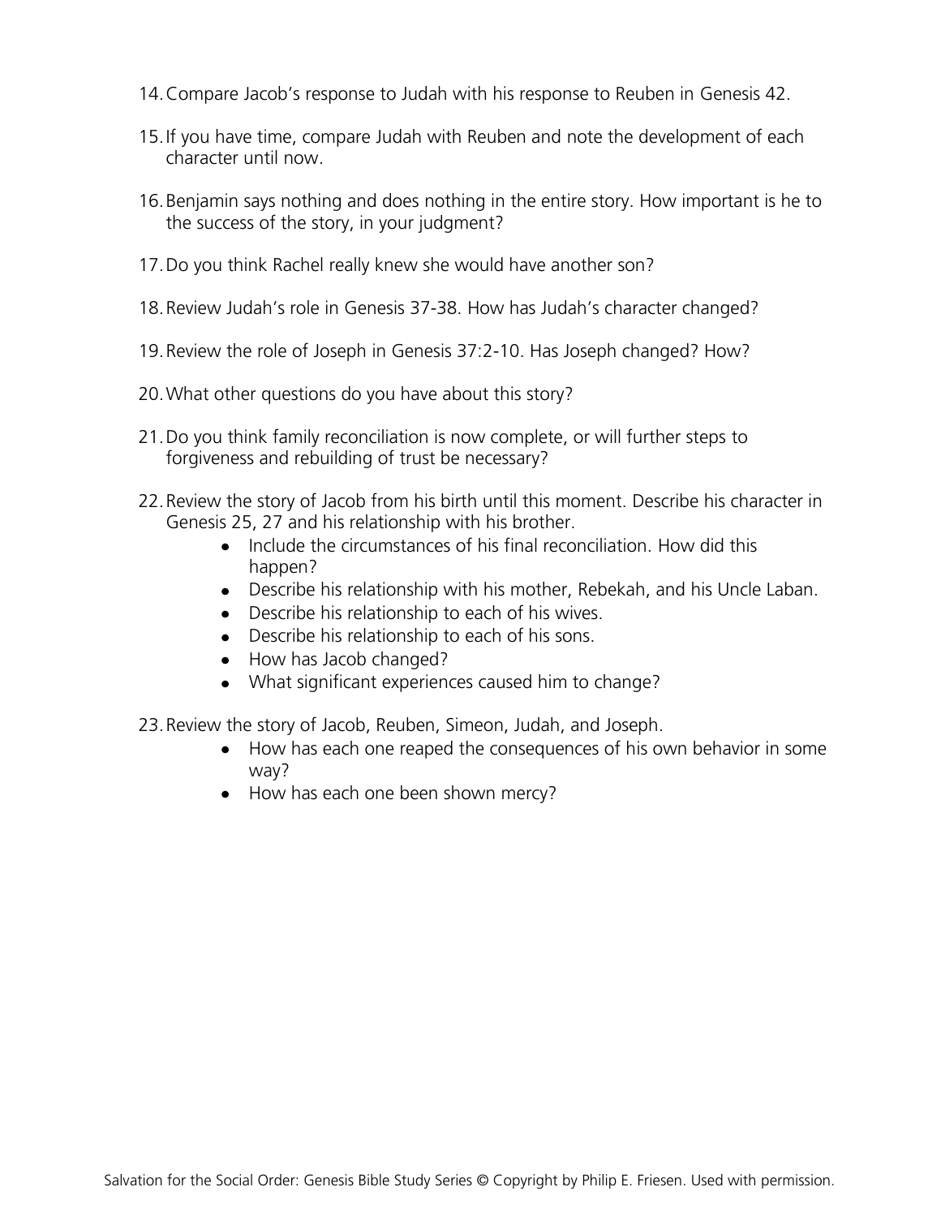14. Compare Jacob's response to Judah with his response to Reuben in Genesis 42.

15. If you have time, compare Judah with Reuben and note the development of each character until now.

16. Benjamin says nothing and does nothing in the entire story. How important is he to the success of the story, in your judgment?

17. Do you think Rachel really knew she would have another son?

18. Review Judah's role in Genesis 37-38. How has Judah's character changed?

19. Review the role of Joseph in Genesis 37:2-10. Has Joseph changed? How?

20. What other questions do you have about this story?

21. Do you think family reconciliation is now complete, or will further steps to forgiveness and rebuilding of trust be necessary?

22. Review the story of Jacob from his birth until this moment. Describe his character in Genesis 25, 27 and his relationship with his brother.
    - Include the circumstances of his final reconciliation. How did this happen?
    - Describe his relationship with his mother, Rebekah, and his Uncle Laban.
    - Describe his relationship to each of his wives.
    - Describe his relationship to each of his sons.
    - How has Jacob changed?
    - What significant experiences caused him to change?

23. Review the story of Jacob, Reuben, Simeon, Judah, and Joseph.
    - How has each one reaped the consequences of his own behavior in some way?
    - How has each one been shown mercy?

Salvation for the Social Order: Genesis Bible Study Series © Copyright by Philip E. Friesen. Used with permission.